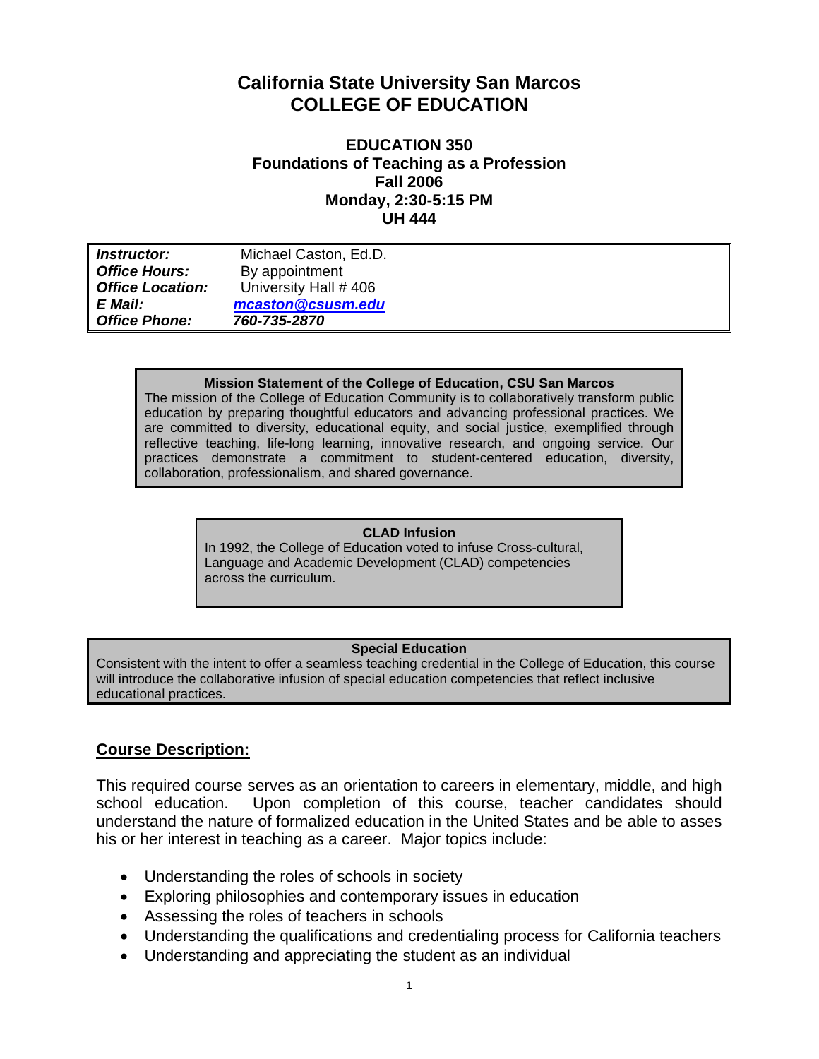# California State University San Marcos
# COLLEGE OF EDUCATION

## EDUCATION 350
## Foundations of Teaching as a Profession
## Fall 2006
## Monday, 2:30-5:15 PM
## UH 444

| | |
|---|---|
| ***Instructor:*** | Michael Caston, Ed.D. |
| ***Office Hours:*** | By appointment |
| ***Office Location:*** | University Hall # 406 |
| ***E Mail:*** | ***mcaston@csusm.edu*** |
| ***Office Phone:*** | ***760-735-2870*** |

**Mission Statement of the College of Education, CSU San Marcos**

The mission of the College of Education Community is to collaboratively transform public education by preparing thoughtful educators and advancing professional practices. We are committed to diversity, educational equity, and social justice, exemplified through reflective teaching, life-long learning, innovative research, and ongoing service. Our practices demonstrate a commitment to student-centered education, diversity, collaboration, professionalism, and shared governance.

**CLAD Infusion**

In 1992, the College of Education voted to infuse Cross-cultural, Language and Academic Development (CLAD) competencies across the curriculum.

**Special Education**

Consistent with the intent to offer a seamless teaching credential in the College of Education, this course will introduce the collaborative infusion of special education competencies that reflect inclusive educational practices.

## Course Description:

This required course serves as an orientation to careers in elementary, middle, and high school education. Upon completion of this course, teacher candidates should understand the nature of formalized education in the United States and be able to asses his or her interest in teaching as a career. Major topics include:

- Understanding the roles of schools in society
- Exploring philosophies and contemporary issues in education
- Assessing the roles of teachers in schools
- Understanding the qualifications and credentialing process for California teachers
- Understanding and appreciating the student as an individual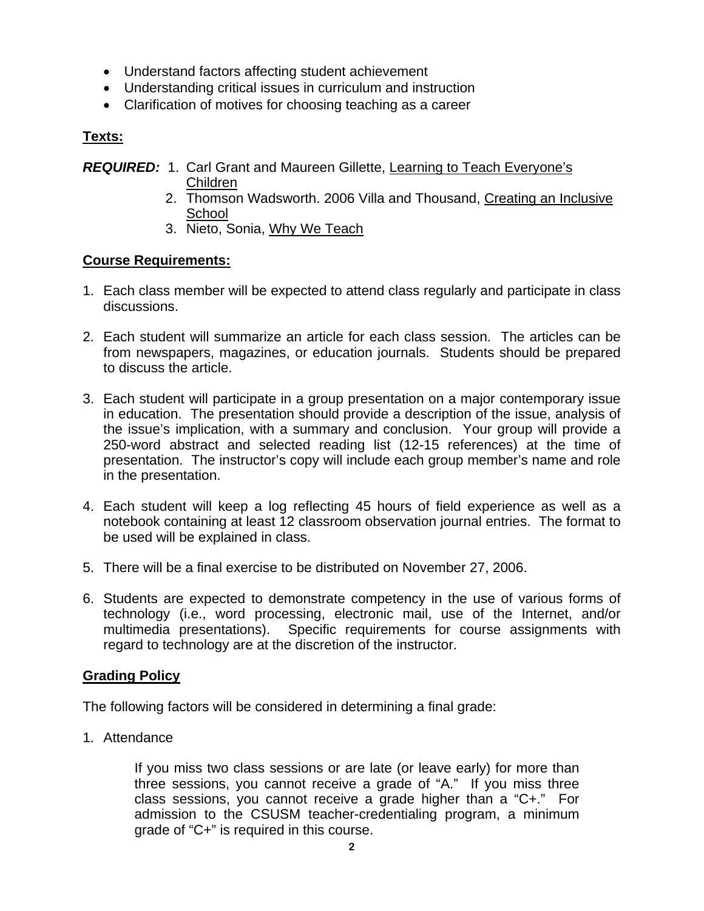- Understand factors affecting student achievement
- Understanding critical issues in curriculum and instruction
- Clarification of motives for choosing teaching as a career

**Texts:**

***REQUIRED:***

1. Carl Grant and Maureen Gillette, Learning to Teach Everyone's Children
2. Thomson Wadsworth. 2006 Villa and Thousand, Creating an Inclusive School
3. Nieto, Sonia, Why We Teach

**Course Requirements:**

1. Each class member will be expected to attend class regularly and participate in class discussions.

2. Each student will summarize an article for each class session. The articles can be from newspapers, magazines, or education journals. Students should be prepared to discuss the article.

3. Each student will participate in a group presentation on a major contemporary issue in education. The presentation should provide a description of the issue, analysis of the issue's implication, with a summary and conclusion. Your group will provide a 250-word abstract and selected reading list (12-15 references) at the time of presentation. The instructor's copy will include each group member's name and role in the presentation.

4. Each student will keep a log reflecting 45 hours of field experience as well as a notebook containing at least 12 classroom observation journal entries. The format to be used will be explained in class.

5. There will be a final exercise to be distributed on November 27, 2006.

6. Students are expected to demonstrate competency in the use of various forms of technology (i.e., word processing, electronic mail, use of the Internet, and/or multimedia presentations). Specific requirements for course assignments with regard to technology are at the discretion of the instructor.

**Grading Policy**

The following factors will be considered in determining a final grade:

1. Attendance

   If you miss two class sessions or are late (or leave early) for more than three sessions, you cannot receive a grade of "A." If you miss three class sessions, you cannot receive a grade higher than a "C+." For admission to the CSUSM teacher-credentialing program, a minimum grade of "C+" is required in this course.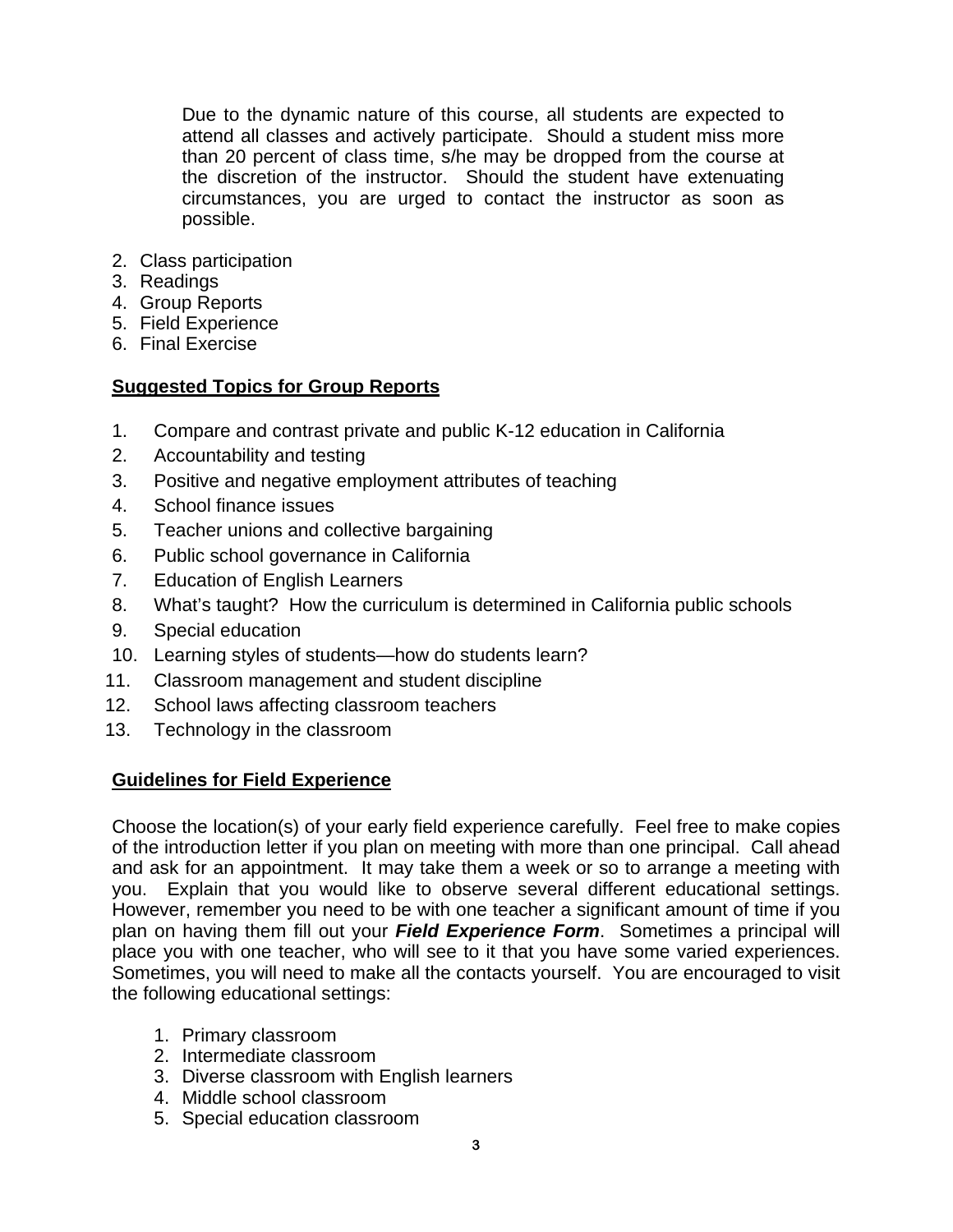Due to the dynamic nature of this course, all students are expected to attend all classes and actively participate. Should a student miss more than 20 percent of class time, s/he may be dropped from the course at the discretion of the instructor. Should the student have extenuating circumstances, you are urged to contact the instructor as soon as possible.

2. Class participation
3. Readings
4. Group Reports
5. Field Experience
6. Final Exercise

**Suggested Topics for Group Reports**

1. Compare and contrast private and public K-12 education in California
2. Accountability and testing
3. Positive and negative employment attributes of teaching
4. School finance issues
5. Teacher unions and collective bargaining
6. Public school governance in California
7. Education of English Learners
8. What's taught? How the curriculum is determined in California public schools
9. Special education
10. Learning styles of students—how do students learn?
11. Classroom management and student discipline
12. School laws affecting classroom teachers
13. Technology in the classroom

**Guidelines for Field Experience**

Choose the location(s) of your early field experience carefully. Feel free to make copies of the introduction letter if you plan on meeting with more than one principal. Call ahead and ask for an appointment. It may take them a week or so to arrange a meeting with you. Explain that you would like to observe several different educational settings. However, remember you need to be with one teacher a significant amount of time if you plan on having them fill out your ***Field Experience Form***. Sometimes a principal will place you with one teacher, who will see to it that you have some varied experiences. Sometimes, you will need to make all the contacts yourself. You are encouraged to visit the following educational settings:

1. Primary classroom
2. Intermediate classroom
3. Diverse classroom with English learners
4. Middle school classroom
5. Special education classroom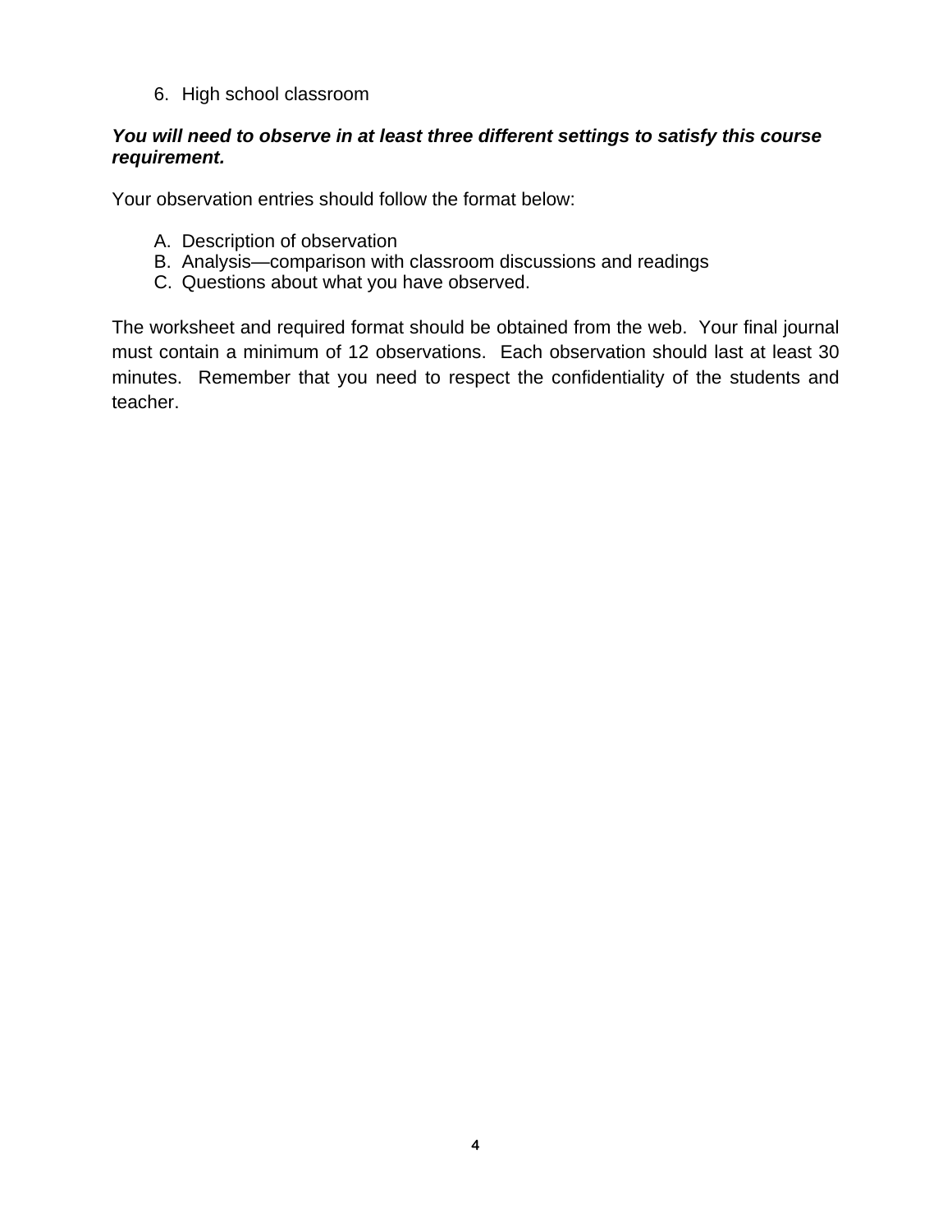6. High school classroom

***You will need to observe in at least three different settings to satisfy this course requirement.***

Your observation entries should follow the format below:

A. Description of observation
B. Analysis—comparison with classroom discussions and readings
C. Questions about what you have observed.

The worksheet and required format should be obtained from the web. Your final journal must contain a minimum of 12 observations. Each observation should last at least 30 minutes. Remember that you need to respect the confidentiality of the students and teacher.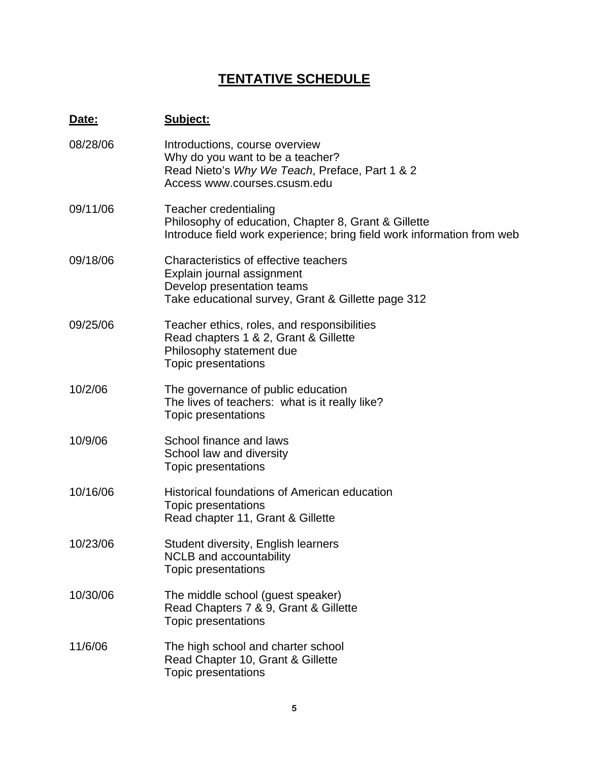# TENTATIVE SCHEDULE

| **Date:** | **Subject:** |
| --- | --- |
| 08/28/06 | Introductions, course overview<br>Why do you want to be a teacher?<br>Read Nieto's *Why We Teach*, Preface, Part 1 & 2<br>Access www.courses.csusm.edu |
| 09/11/06 | Teacher credentialing<br>Philosophy of education, Chapter 8, Grant & Gillette<br>Introduce field work experience; bring field work information from web |
| 09/18/06 | Characteristics of effective teachers<br>Explain journal assignment<br>Develop presentation teams<br>Take educational survey, Grant & Gillette page 312 |
| 09/25/06 | Teacher ethics, roles, and responsibilities<br>Read chapters 1 & 2, Grant & Gillette<br>Philosophy statement due<br>Topic presentations |
| 10/2/06 | The governance of public education<br>The lives of teachers: what is it really like?<br>Topic presentations |
| 10/9/06 | School finance and laws<br>School law and diversity<br>Topic presentations |
| 10/16/06 | Historical foundations of American education<br>Topic presentations<br>Read chapter 11, Grant & Gillette |
| 10/23/06 | Student diversity, English learners<br>NCLB and accountability<br>Topic presentations |
| 10/30/06 | The middle school (guest speaker)<br>Read Chapters 7 & 9, Grant & Gillette<br>Topic presentations |
| 11/6/06 | The high school and charter school<br>Read Chapter 10, Grant & Gillette<br>Topic presentations |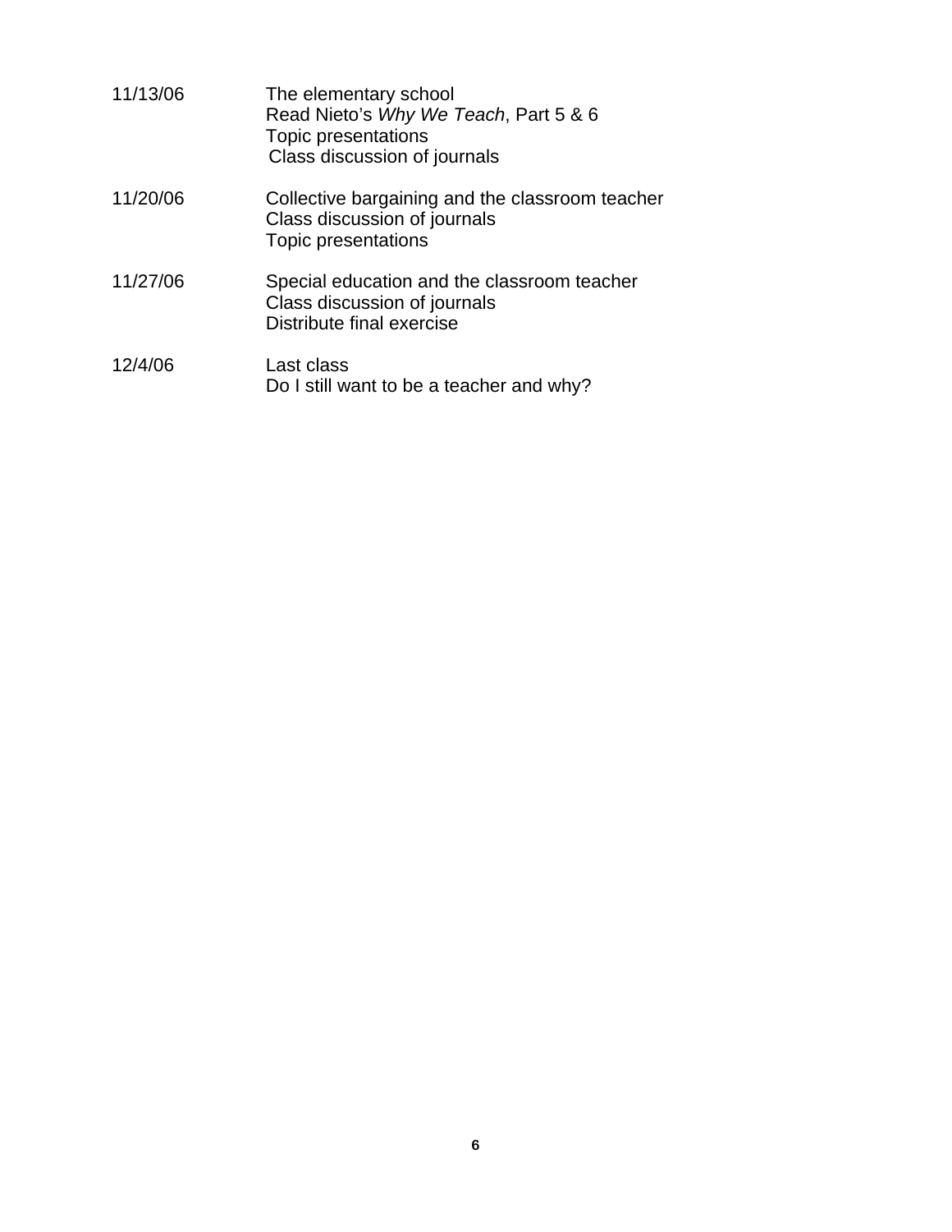| | |
|---|---|
| 11/13/06 | The elementary school<br>Read Nieto's *Why We Teach*, Part 5 & 6<br>Topic presentations<br>Class discussion of journals |
| 11/20/06 | Collective bargaining and the classroom teacher<br>Class discussion of journals<br>Topic presentations |
| 11/27/06 | Special education and the classroom teacher<br>Class discussion of journals<br>Distribute final exercise |
| 12/4/06 | Last class<br>Do I still want to be a teacher and why? |